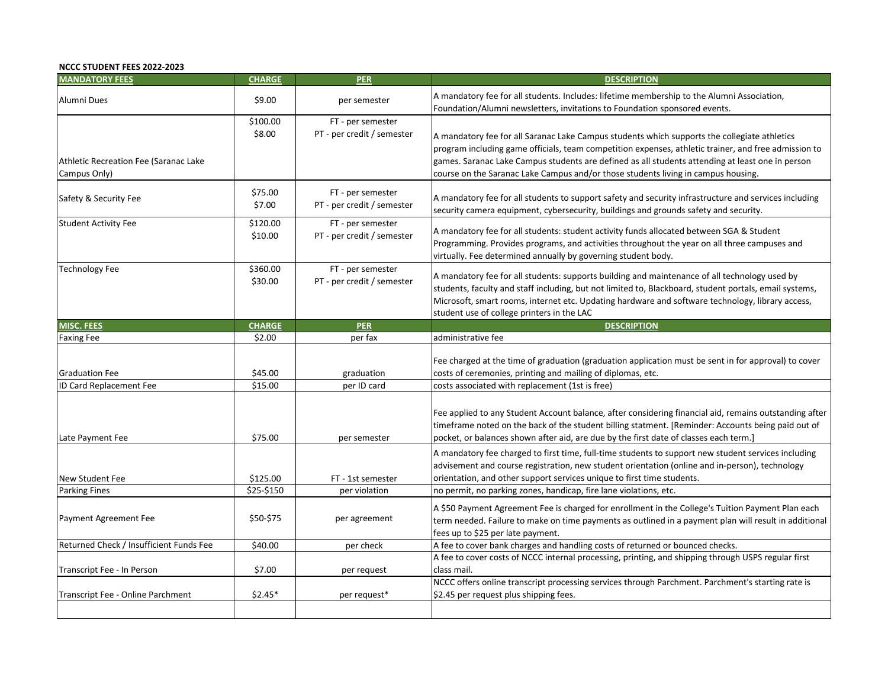**NCCC STUDENT FEES 2022-2023**

| MANDATORY FEES | CHARGE | PER | DESCRIPTION |
|---|---|---|---|
| Alumni Dues | $9.00 | per semester | A mandatory fee for all students. Includes: lifetime membership to the Alumni Association, Foundation/Alumni newsletters, invitations to Foundation sponsored events. |
| Athletic Recreation Fee (Saranac Lake Campus Only) | $100.00<br>$8.00 | FT - per semester<br>PT - per credit / semester | A mandatory fee for all Saranac Lake Campus students which supports the collegiate athletics program including game officials, team competition expenses, athletic trainer, and free admission to games. Saranac Lake Campus students are defined as all students attending at least one in person course on the Saranac Lake Campus and/or those students living in campus housing. |
| Safety & Security Fee | $75.00<br>$7.00 | FT - per semester<br>PT - per credit / semester | A mandatory fee for all students to support safety and security infrastructure and services including security camera equipment, cybersecurity, buildings and grounds safety and security. |
| Student Activity Fee | $120.00<br>$10.00 | FT - per semester<br>PT - per credit / semester | A mandatory fee for all students: student activity funds allocated between SGA & Student Programming. Provides programs, and activities throughout the year on all three campuses and virtually. Fee determined annually by governing student body. |
| Technology Fee | $360.00<br>$30.00 | FT - per semester<br>PT - per credit / semester | A mandatory fee for all students: supports building and maintenance of all technology used by students, faculty and staff including, but not limited to, Blackboard, student portals, email systems, Microsoft, smart rooms, internet etc. Updating hardware and software technology, library access, student use of college printers in the LAC |
| **MISC. FEES** | **CHARGE** | **PER** | **DESCRIPTION** |
| Faxing Fee | $2.00 | per fax | administrative fee |
| Graduation Fee | $45.00 | graduation | Fee charged at the time of graduation (graduation application must be sent in for approval) to cover costs of ceremonies, printing and mailing of diplomas, etc. |
| ID Card Replacement Fee | $15.00 | per ID card | costs associated with replacement (1st is free) |
| Late Payment Fee | $75.00 | per semester | Fee applied to any Student Account balance, after considering financial aid, remains outstanding after timeframe noted on the back of the student billing statment. [Reminder: Accounts being paid out of pocket, or balances shown after aid, are due by the first date of classes each term.] |
| New Student Fee | $125.00 | FT - 1st semester | A mandatory fee charged to first time, full-time students to support new student services including advisement and course registration, new student orientation (online and in-person), technology orientation, and other support services unique to first time students. |
| Parking Fines | $25-$150 | per violation | no permit, no parking zones, handicap, fire lane violations, etc. |
| Payment Agreement Fee | $50-$75 | per agreement | A $50 Payment Agreement Fee is charged for enrollment in the College's Tuition Payment Plan each term needed. Failure to make on time payments as outlined in a payment plan will result in additional fees up to $25 per late payment. |
| Returned Check / Insufficient Funds Fee | $40.00 | per check | A fee to cover bank charges and handling costs of returned or bounced checks. |
| Transcript Fee - In Person | $7.00 | per request | A fee to cover costs of NCCC internal processing, printing, and shipping through USPS regular first class mail. |
| Transcript Fee - Online Parchment | $2.45* | per request* | NCCC offers online transcript processing services through Parchment. Parchment's starting rate is $2.45 per request plus shipping fees. |
| | | | |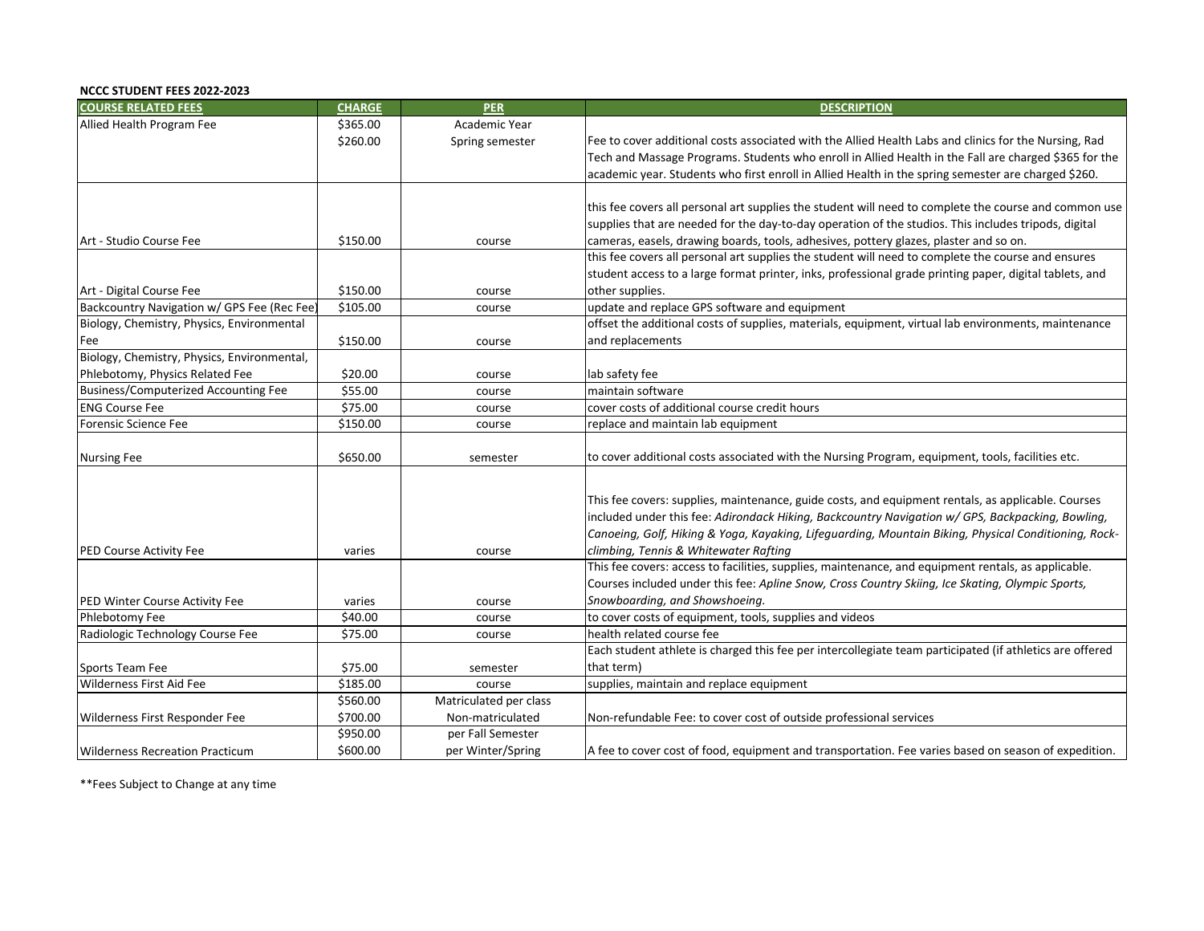**NCCC STUDENT FEES 2022-2023**

| COURSE RELATED FEES | CHARGE | PER | DESCRIPTION |
|---|---|---|---|
| Allied Health Program Fee | $365.00<br>$260.00 | Academic Year<br>Spring semester | Fee to cover additional costs associated with the Allied Health Labs and clinics for the Nursing, Rad Tech and Massage Programs. Students who enroll in Allied Health in the Fall are charged $365 for the academic year. Students who first enroll in Allied Health in the spring semester are charged $260. |
| Art - Studio Course Fee | $150.00 | course | this fee covers all personal art supplies the student will need to complete the course and common use supplies that are needed for the day-to-day operation of the studios. This includes tripods, digital cameras, easels, drawing boards, tools, adhesives, pottery glazes, plaster and so on. |
| Art - Digital Course Fee | $150.00 | course | this fee covers all personal art supplies the student will need to complete the course and ensures student access to a large format printer, inks, professional grade printing paper, digital tablets, and other supplies. |
| Backcountry Navigation w/ GPS Fee (Rec Fee) | $105.00 | course | update and replace GPS software and equipment |
| Biology, Chemistry, Physics, Environmental Fee | $150.00 | course | offset the additional costs of supplies, materials, equipment, virtual lab environments, maintenance and replacements |
| Biology, Chemistry, Physics, Environmental, Phlebotomy, Physics Related Fee | $20.00 | course | lab safety fee |
| Business/Computerized Accounting Fee | $55.00 | course | maintain software |
| ENG Course Fee | $75.00 | course | cover costs of additional course credit hours |
| Forensic Science Fee | $150.00 | course | replace and maintain lab equipment |
| Nursing Fee | $650.00 | semester | to cover additional costs associated with the Nursing Program, equipment, tools, facilities etc. |
| PED Course Activity Fee | varies | course | This fee covers: supplies, maintenance, guide costs, and equipment rentals, as applicable. Courses included under this fee: *Adirondack Hiking, Backcountry Navigation w/ GPS, Backpacking, Bowling, Canoeing, Golf, Hiking & Yoga, Kayaking, Lifeguarding, Mountain Biking, Physical Conditioning, Rock-climbing, Tennis & Whitewater Rafting* |
| PED Winter Course Activity Fee | varies | course | This fee covers: access to facilities, supplies, maintenance, and equipment rentals, as applicable. Courses included under this fee: *Apline Snow, Cross Country Skiing, Ice Skating, Olympic Sports, Snowboarding, and Showshoeing.* |
| Phlebotomy Fee | $40.00 | course | to cover costs of equipment, tools, supplies and videos |
| Radiologic Technology Course Fee | $75.00 | course | health related course fee |
| Sports Team Fee | $75.00 | semester | Each student athlete is charged this fee per intercollegiate team participated (if athletics are offered that term) |
| Wilderness First Aid Fee | $185.00 | course | supplies, maintain and replace equipment |
| Wilderness First Responder Fee | $560.00<br>$700.00 | Matriculated per class<br>Non-matriculated | Non-refundable Fee: to cover cost of outside professional services |
| Wilderness Recreation Practicum | $950.00<br>$600.00 | per Fall Semester<br>per Winter/Spring | A fee to cover cost of food, equipment and transportation. Fee varies based on season of expedition. |

**Fees Subject to Change at any time